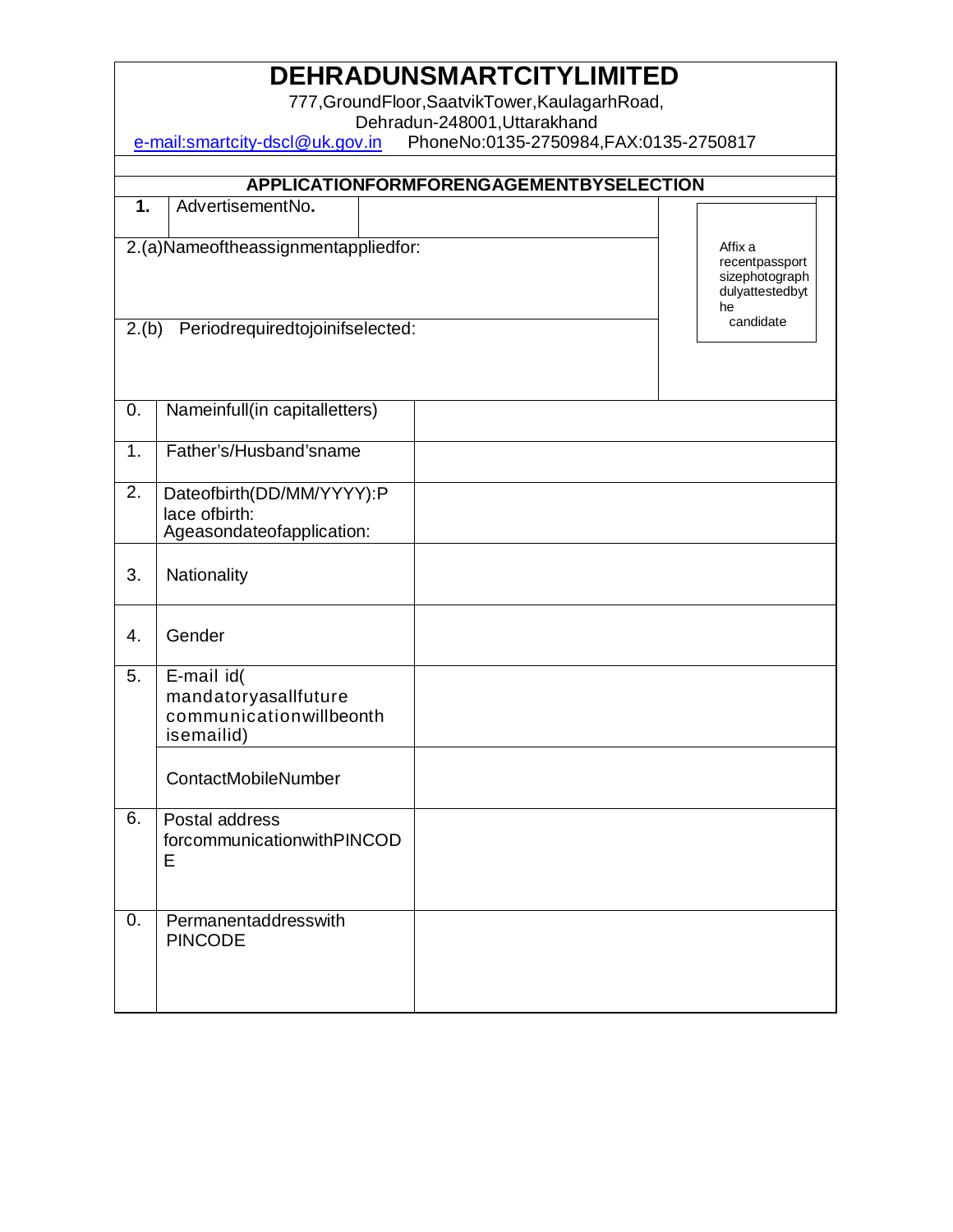# DEHRADUNSMARTCITYLIMITED

777,GroundFloor,SaatvikTower,KaulagarhRoad,
Dehradun-248001,Uttarakhand
e-mail:smartcity-dscl@uk.gov.in PhoneNo:0135-2750984,FAX:0135-2750817

## APPLICATIONFORMFORENGAGEMENTBYSELECTION

| **1.** | AdvertisementNo**.** | | Affix a recentpassport sizephotograph dulyattestedbythe candidate |
|---|---|---|---|
| 2.(a)Nameoftheassignmentappliedfor: | | | |
| 2.(b) Periodrequiredtojoinifselected: | | | |

| | | |
|---|---|---|
| 0. | Nameinfull(in capitalletters) | |
| 1. | Father's/Husband'sname | |
| 2. | Dateofbirth(DD/MM/YYYY):Place ofbirth: Ageasondateofapplication: | |
| 3. | Nationality | |
| 4. | Gender | |
| 5. | E-mail id( mandatoryasallfuture communicationwillbeonthisemailid) | |
| | ContactMobileNumber | |
| 6. | Postal address forcommunicationwithPINCODE | |
| 0. | Permanentaddresswith PINCODE | |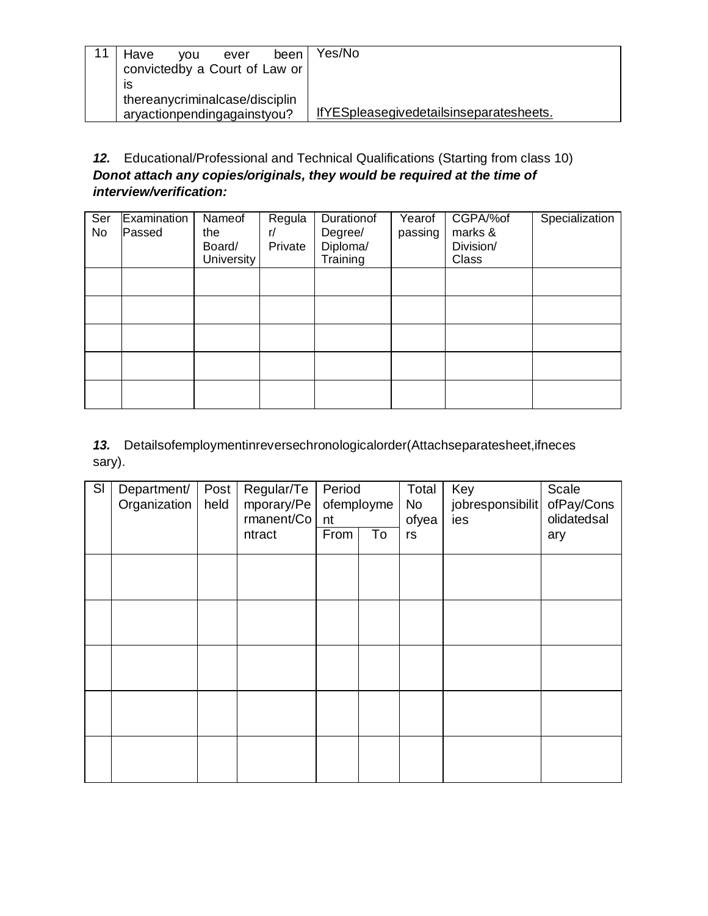| 11 | Have you ever been convictedby a Court of Law or is thereanycriminalcase/disciplinaryactionpendingagainstyou? | Yes/No<br><br>IfYESpleasegivedetailsinseparatesheets. |
|---|---|---|

***12.*** Educational/Professional and Technical Qualifications (Starting from class 10)
***Donot attach any copies/originals, they would be required at the time of interview/verification:***

| Ser No | Examination Passed | Nameof the Board/ University | Regular/ Private | Durationof Degree/ Diploma/ Training | Yearof passing | CGPA/%of marks & Division/ Class | Specialization |
|---|---|---|---|---|---|---|---|
| | | | | | | | |
| | | | | | | | |
| | | | | | | | |
| | | | | | | | |
| | | | | | | | |

***13.*** Detailsofemploymentinreversechronologicalorder(Attachseparatesheet,ifnecessary).

| Sl | Department/ Organization | Post held | Regular/Temporary/Permanent/Contract | Period ofemployment | | Total No ofyears | Key jobresponsibilities | Scale ofPay/Consolidatedsalary |
|---|---|---|---|---|---|---|---|---|
| | | | | From | To | | | |
| | | | | | | | | |
| | | | | | | | | |
| | | | | | | | | |
| | | | | | | | | |
| | | | | | | | | |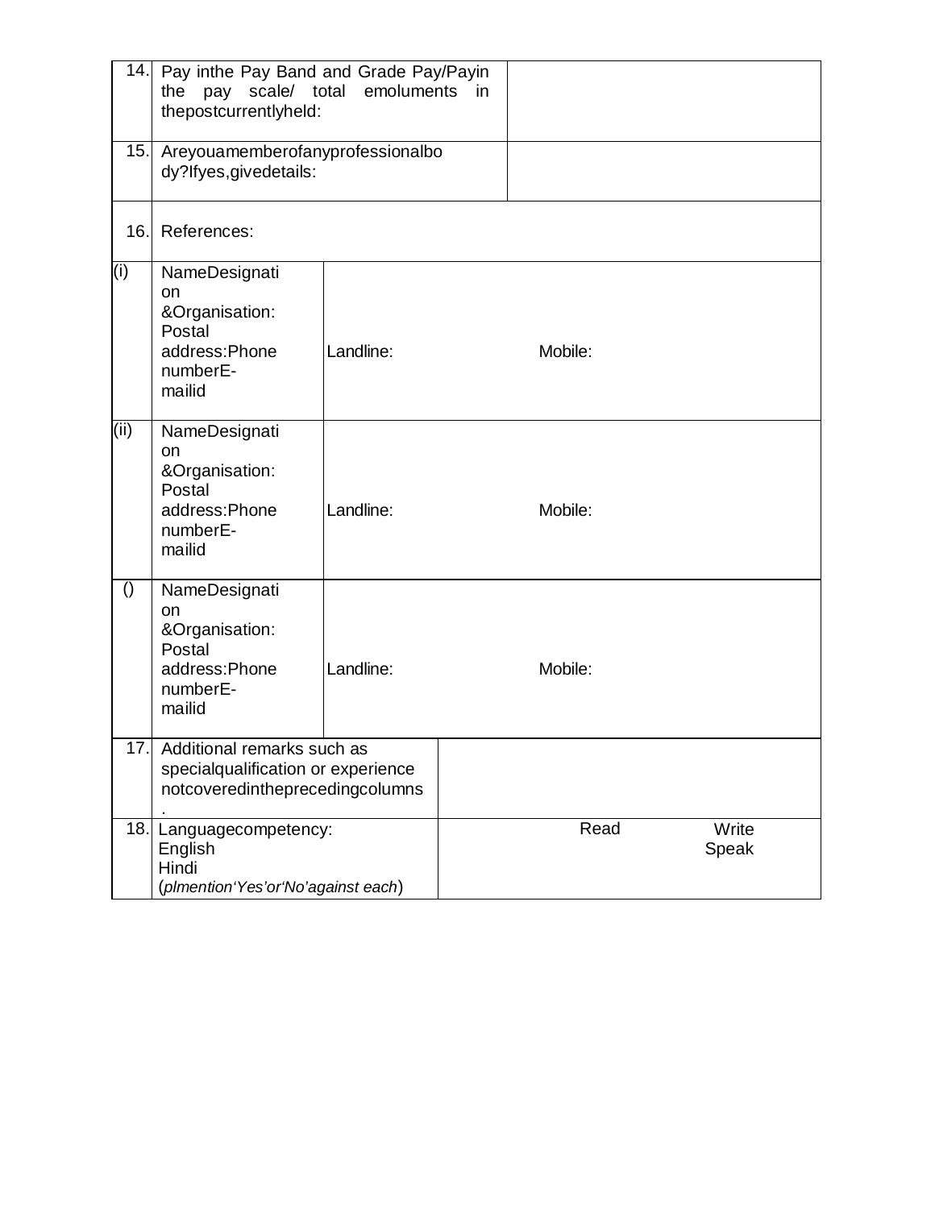| | | | |
|---|---|---|---|
| 14. | Pay inthe Pay Band and Grade Pay/Payin the pay scale/ total emoluments in thepostcurrentlyheld: | | |
| 15. | Areyouamemberofanyprofessionalbody?Ifyes,givedetails: | | |
| 16. | References: | | |
| (i) | NameDesignation &Organisation: Postal address:Phone numberE-mailid | Landline: | Mobile: |
| (ii) | NameDesignation &Organisation: Postal address:Phone numberE-mailid | Landline: | Mobile: |
| () | NameDesignation &Organisation: Postal address:Phone numberE-mailid | Landline: | Mobile: |
| 17. | Additional remarks such as specialqualification or experience notcoveredintheprecedingcolumns. | | |
| 18. | Languagecompetency: English Hindi (*plmention'Yes'or'No'against each*) | Read | Write Speak |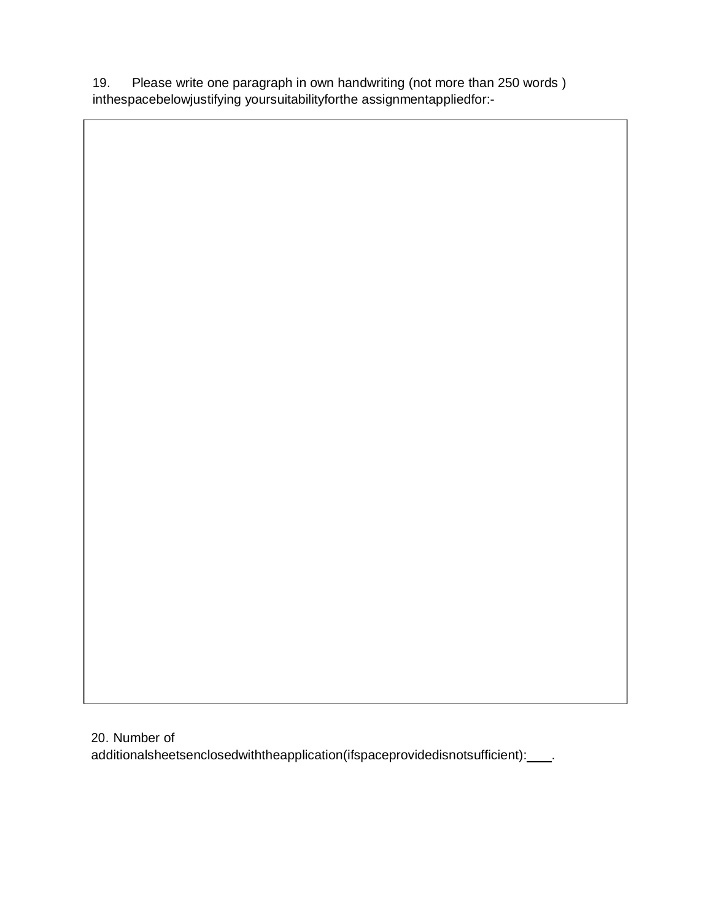19. Please write one paragraph in own handwriting (not more than 250 words ) inthespacebelowjustifying yoursuitabilityforthe assignmentappliedfor:-

|  |
|---|
|  |

20. Number of additionalsheetsenclosedwiththeapplication(ifspaceprovidedisnotsufficient):\_\_\_\_.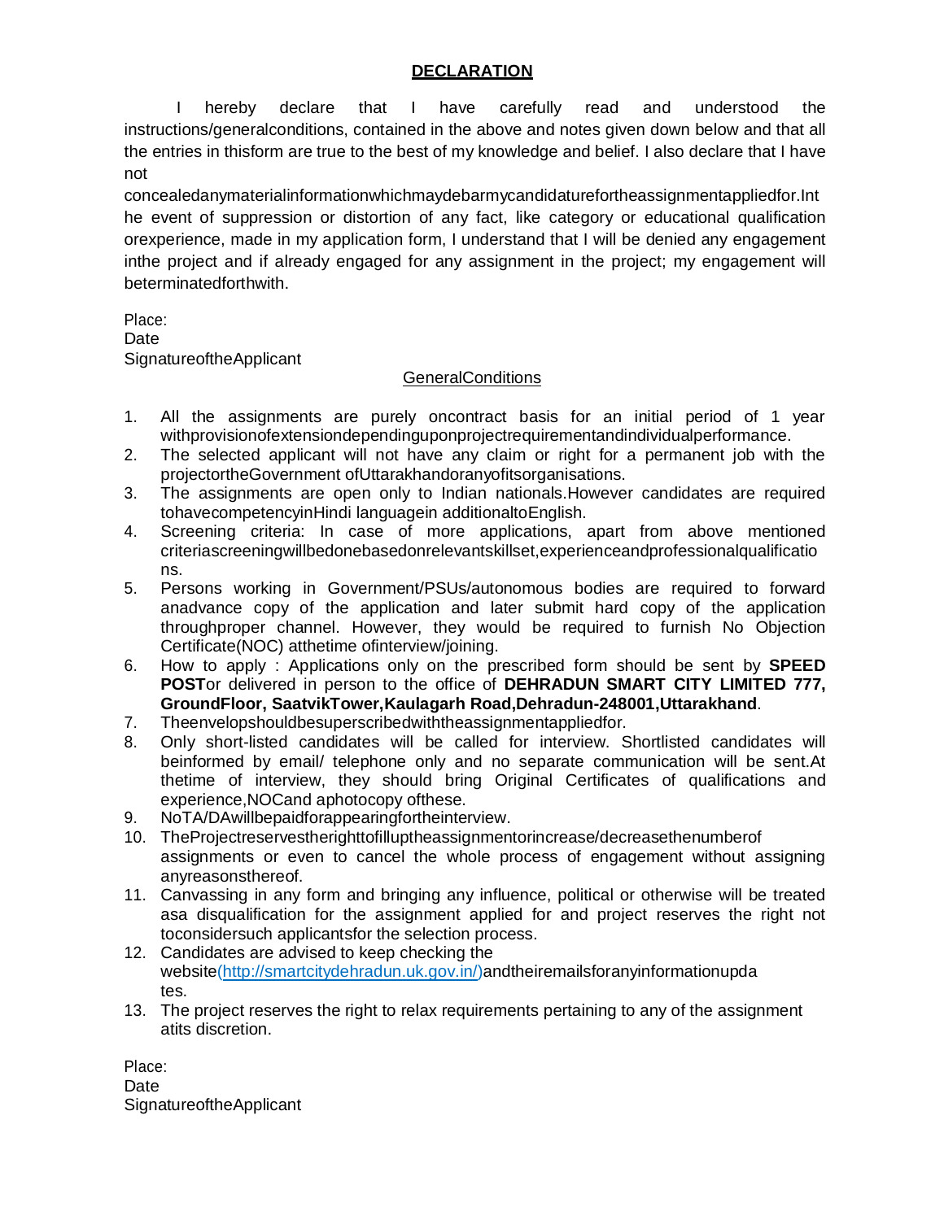## DECLARATION

I hereby declare that I have carefully read and understood the instructions/generalconditions, contained in the above and notes given down below and that all the entries in thisform are true to the best of my knowledge and belief. I also declare that I have not concealedanymaterialinformationwhichmaydebarmycandidaturefortheassignmentappliedfor.Inthe event of suppression or distortion of any fact, like category or educational qualification orexperience, made in my application form, I understand that I will be denied any engagement inthe project and if already engaged for any assignment in the project; my engagement will beterminatedforthwith.

Place:
Date
SignatureoftheApplicant

GeneralConditions

1. All the assignments are purely oncontract basis for an initial period of 1 year withprovisionofextensiondependinguponprojectrequirementandindividualperformance.
2. The selected applicant will not have any claim or right for a permanent job with the projectortheGovernment ofUttarakhandoranyofitsorganisations.
3. The assignments are open only to Indian nationals.However candidates are required tohavecompetencyinHindi languagein additionaltoEnglish.
4. Screening criteria: In case of more applications, apart from above mentioned criteriascreeningwillbedonebasedonrelevantskillset,experienceandprofessionalqualifications.
5. Persons working in Government/PSUs/autonomous bodies are required to forward anadvance copy of the application and later submit hard copy of the application throughproper channel. However, they would be required to furnish No Objection Certificate(NOC) atthetime ofinterview/joining.
6. How to apply : Applications only on the prescribed form should be sent by **SPEED POST**or delivered in person to the office of **DEHRADUN SMART CITY LIMITED 777, GroundFloor, SaatvikTower,Kaulagarh Road,Dehradun-248001,Uttarakhand**.
7. Theenvelopshouldbesuperscribedwiththeassignmentappliedfor.
8. Only short-listed candidates will be called for interview. Shortlisted candidates will beinformed by email/ telephone only and no separate communication will be sent.At thetime of interview, they should bring Original Certificates of qualifications and experience,NOCand aphotocopy ofthese.
9. NoTA/DAwillbepaidforappearingfortheinterview.
10. TheProjectreservestherighttofilluptheassignmentorincrease/decreasethenumberof assignments or even to cancel the whole process of engagement without assigning anyreasonsthereof.
11. Canvassing in any form and bringing any influence, political or otherwise will be treated asa disqualification for the assignment applied for and project reserves the right not toconsidersuch applicantsfor the selection process.
12. Candidates are advised to keep checking the website(http://smartcitydehradun.uk.gov.in/)andtheiremailsforanyinformationupdates.
13. The project reserves the right to relax requirements pertaining to any of the assignment atits discretion.

Place:
Date
SignatureoftheApplicant